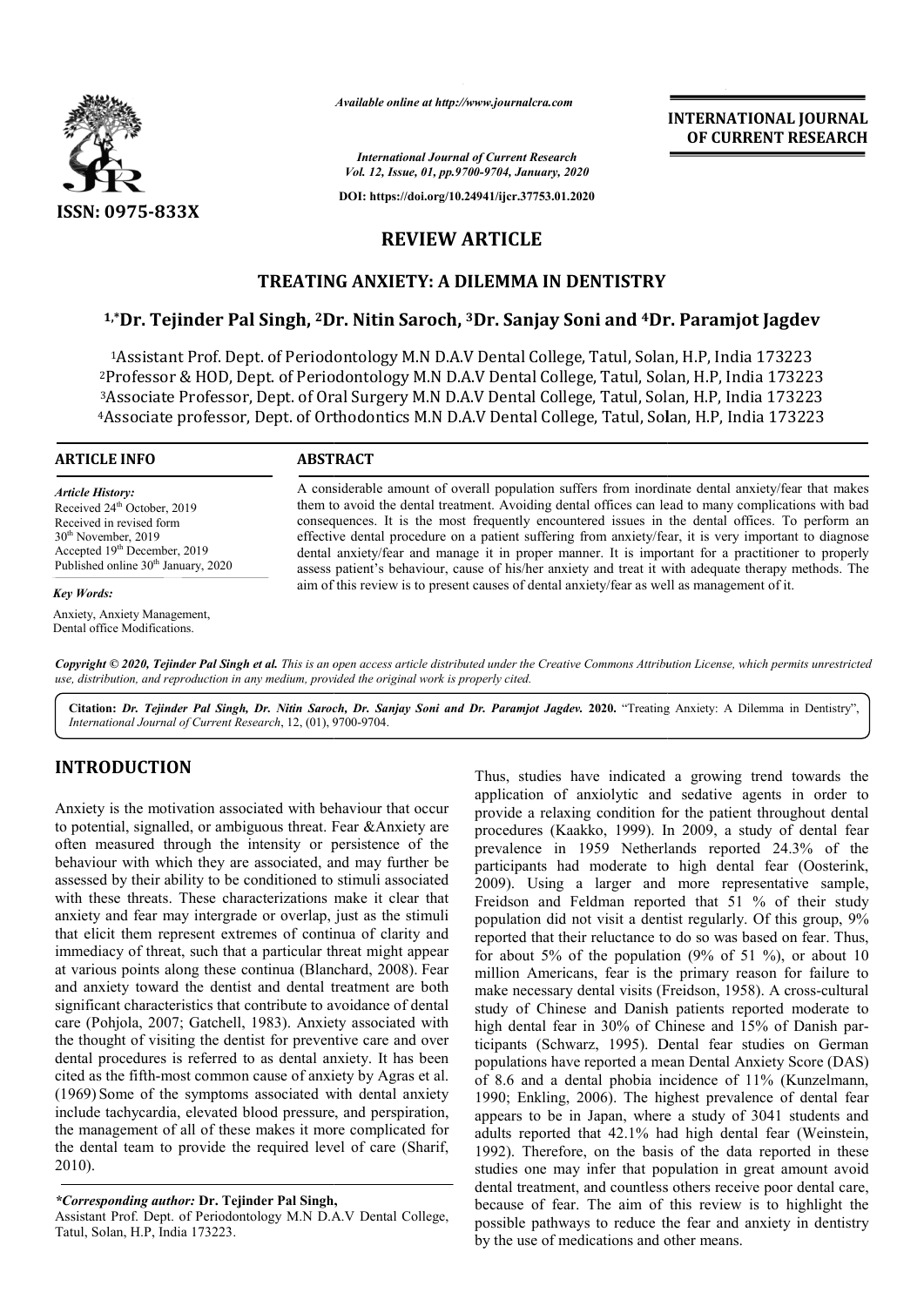*Available online at http://www.journalcra.com*

*International Journal of Current Research*
*Vol. 12, Issue, 01, pp.9700-9704, January, 2020*

**DOI: https://doi.org/10.24941/ijcr.37753.01.2020**

**ISSN: 0975-833X**

**INTERNATIONAL JOURNAL OF CURRENT RESEARCH**

# REVIEW ARTICLE

# TREATING ANXIETY: A DILEMMA IN DENTISTRY

**[1,*]Dr. Tejinder Pal Singh, [2]Dr. Nitin Saroch, [3]Dr. Sanjay Soni and [4]Dr. Paramjot Jagdev**

[1]Assistant Prof. Dept. of Periodontology M.N D.A.V Dental College, Tatul, Solan, H.P, India 173223
[2]Professor & HOD, Dept. of Periodontology M.N D.A.V Dental College, Tatul, Solan, H.P, India 173223
[3]Associate Professor, Dept. of Oral Surgery M.N D.A.V Dental College, Tatul, Solan, H.P, India 173223
[4]Associate professor, Dept. of Orthodontics M.N D.A.V Dental College, Tatul, Solan, H.P, India 173223

**ARTICLE INFO**

*Article History:*
Received 24th October, 2019
Received in revised form 30th November, 2019
Accepted 19th December, 2019
Published online 30th January, 2020

*Key Words:*
Anxiety, Anxiety Management, Dental office Modifications.

**ABSTRACT**

A considerable amount of overall population suffers from inordinate dental anxiety/fear that makes them to avoid the dental treatment. Avoiding dental offices can lead to many complications with bad consequences. It is the most frequently encountered issues in the dental offices. To perform an effective dental procedure on a patient suffering from anxiety/fear, it is very important to diagnose dental anxiety/fear and manage it in proper manner. It is important for a practitioner to properly assess patient's behaviour, cause of his/her anxiety and treat it with adequate therapy methods. The aim of this review is to present causes of dental anxiety/fear as well as management of it.

*Copyright © 2020, Tejinder Pal Singh et al. This is an open access article distributed under the Creative Commons Attribution License, which permits unrestricted use, distribution, and reproduction in any medium, provided the original work is properly cited.*

**Citation:** *Dr. Tejinder Pal Singh, Dr. Nitin Saroch, Dr. Sanjay Soni and Dr. Paramjot Jagdev.* **2020.** "Treating Anxiety: A Dilemma in Dentistry", *International Journal of Current Research*, 12, (01), 9700-9704.

## INTRODUCTION

Anxiety is the motivation associated with behaviour that occur to potential, signalled, or ambiguous threat. Fear &Anxiety are often measured through the intensity or persistence of the behaviour with which they are associated, and may further be assessed by their ability to be conditioned to stimuli associated with these threats. These characterizations make it clear that anxiety and fear may intergrade or overlap, just as the stimuli that elicit them represent extremes of continua of clarity and immediacy of threat, such that a particular threat might appear at various points along these continua (Blanchard, 2008). Fear and anxiety toward the dentist and dental treatment are both significant characteristics that contribute to avoidance of dental care (Pohjola, 2007; Gatchell, 1983). Anxiety associated with the thought of visiting the dentist for preventive care and over dental procedures is referred to as dental anxiety. It has been cited as the fifth-most common cause of anxiety by Agras et al. (1969) Some of the symptoms associated with dental anxiety include tachycardia, elevated blood pressure, and perspiration, the management of all of these makes it more complicated for the dental team to provide the required level of care (Sharif, 2010).

Thus, studies have indicated a growing trend towards the application of anxiolytic and sedative agents in order to provide a relaxing condition for the patient throughout dental procedures (Kaakko, 1999). In 2009, a study of dental fear prevalence in 1959 Netherlands reported 24.3% of the participants had moderate to high dental fear (Oosterink, 2009). Using a larger and more representative sample, Freidson and Feldman reported that 51 % of their study population did not visit a dentist regularly. Of this group, 9% reported that their reluctance to do so was based on fear. Thus, for about 5% of the population (9% of 51 %), or about 10 million Americans, fear is the primary reason for failure to make necessary dental visits (Freidson, 1958). A cross-cultural study of Chinese and Danish patients reported moderate to high dental fear in 30% of Chinese and 15% of Danish participants (Schwarz, 1995). Dental fear studies on German populations have reported a mean Dental Anxiety Score (DAS) of 8.6 and a dental phobia incidence of 11% (Kunzelmann, 1990; Enkling, 2006). The highest prevalence of dental fear appears to be in Japan, where a study of 3041 students and adults reported that 42.1% had high dental fear (Weinstein, 1992). Therefore, on the basis of the data reported in these studies one may infer that population in great amount avoid dental treatment, and countless others receive poor dental care, because of fear. The aim of this review is to highlight the possible pathways to reduce the fear and anxiety in dentistry by the use of medications and other means.

***Corresponding author:** **Dr. Tejinder Pal Singh,**
Assistant Prof. Dept. of Periodontology M.N D.A.V Dental College, Tatul, Solan, H.P, India 173223.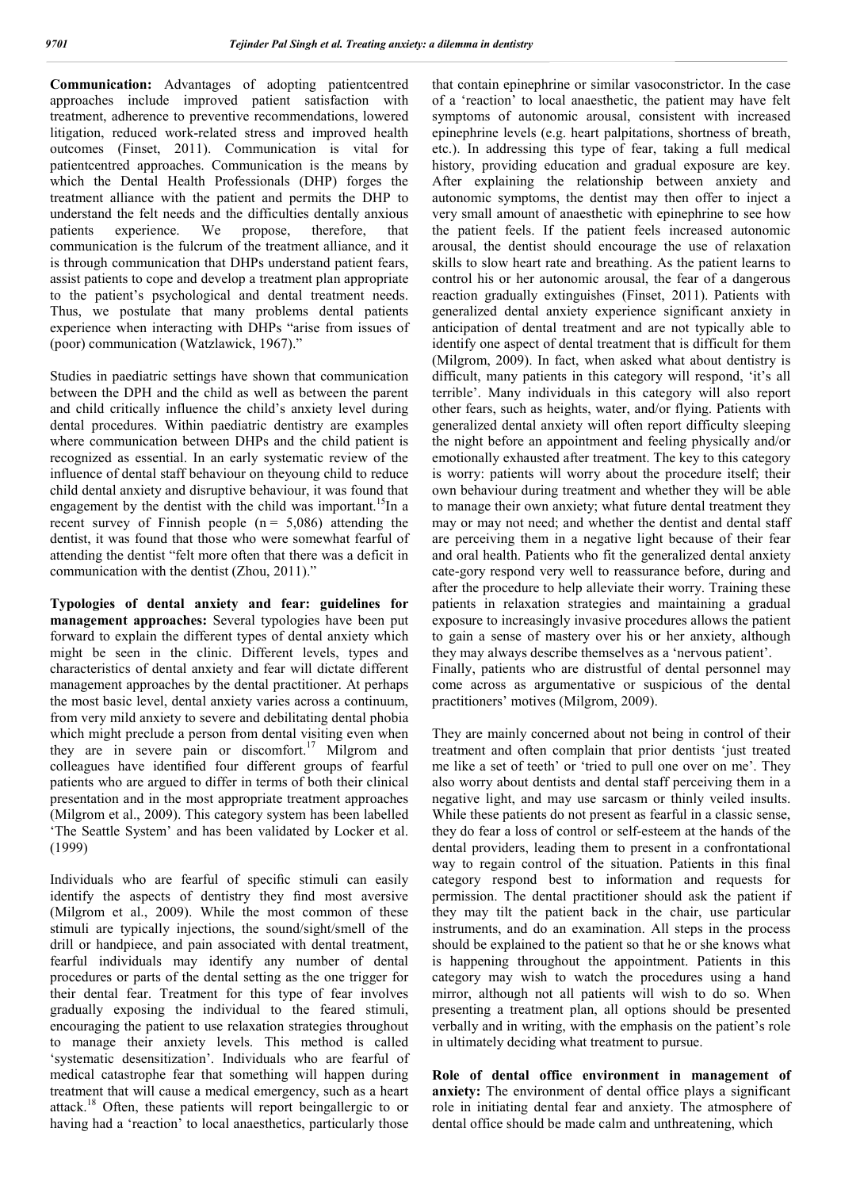**Communication:** Advantages of adopting patientcentred approaches include improved patient satisfaction with treatment, adherence to preventive recommendations, lowered litigation, reduced work-related stress and improved health outcomes (Finset, 2011). Communication is vital for patientcentred approaches. Communication is the means by which the Dental Health Professionals (DHP) forges the treatment alliance with the patient and permits the DHP to understand the felt needs and the difficulties dentally anxious patients experience. We propose, therefore, that communication is the fulcrum of the treatment alliance, and it is through communication that DHPs understand patient fears, assist patients to cope and develop a treatment plan appropriate to the patient's psychological and dental treatment needs. Thus, we postulate that many problems dental patients experience when interacting with DHPs "arise from issues of (poor) communication (Watzlawick, 1967)."

Studies in paediatric settings have shown that communication between the DPH and the child as well as between the parent and child critically influence the child's anxiety level during dental procedures. Within paediatric dentistry are examples where communication between DHPs and the child patient is recognized as essential. In an early systematic review of the influence of dental staff behaviour on theyoung child to reduce child dental anxiety and disruptive behaviour, it was found that engagement by the dentist with the child was important.[15]In a recent survey of Finnish people (n = 5,086) attending the dentist, it was found that those who were somewhat fearful of attending the dentist "felt more often that there was a deficit in communication with the dentist (Zhou, 2011)."

**Typologies of dental anxiety and fear: guidelines for management approaches:** Several typologies have been put forward to explain the different types of dental anxiety which might be seen in the clinic. Different levels, types and characteristics of dental anxiety and fear will dictate different management approaches by the dental practitioner. At perhaps the most basic level, dental anxiety varies across a continuum, from very mild anxiety to severe and debilitating dental phobia which might preclude a person from dental visiting even when they are in severe pain or discomfort.[17] Milgrom and colleagues have identified four different groups of fearful patients who are argued to differ in terms of both their clinical presentation and in the most appropriate treatment approaches (Milgrom et al., 2009). This category system has been labelled 'The Seattle System' and has been validated by Locker et al. (1999)

Individuals who are fearful of specific stimuli can easily identify the aspects of dentistry they find most aversive (Milgrom et al., 2009). While the most common of these stimuli are typically injections, the sound/sight/smell of the drill or handpiece, and pain associated with dental treatment, fearful individuals may identify any number of dental procedures or parts of the dental setting as the one trigger for their dental fear. Treatment for this type of fear involves gradually exposing the individual to the feared stimuli, encouraging the patient to use relaxation strategies throughout to manage their anxiety levels. This method is called 'systematic desensitization'. Individuals who are fearful of medical catastrophe fear that something will happen during treatment that will cause a medical emergency, such as a heart attack.[18] Often, these patients will report beingallergic to or having had a 'reaction' to local anaesthetics, particularly those that contain epinephrine or similar vasoconstrictor. In the case of a 'reaction' to local anaesthetic, the patient may have felt symptoms of autonomic arousal, consistent with increased epinephrine levels (e.g. heart palpitations, shortness of breath, etc.). In addressing this type of fear, taking a full medical history, providing education and gradual exposure are key. After explaining the relationship between anxiety and autonomic symptoms, the dentist may then offer to inject a very small amount of anaesthetic with epinephrine to see how the patient feels. If the patient feels increased autonomic arousal, the dentist should encourage the use of relaxation skills to slow heart rate and breathing. As the patient learns to control his or her autonomic arousal, the fear of a dangerous reaction gradually extinguishes (Finset, 2011). Patients with generalized dental anxiety experience significant anxiety in anticipation of dental treatment and are not typically able to identify one aspect of dental treatment that is difficult for them (Milgrom, 2009). In fact, when asked what about dentistry is difficult, many patients in this category will respond, 'it's all terrible'. Many individuals in this category will also report other fears, such as heights, water, and/or flying. Patients with generalized dental anxiety will often report difficulty sleeping the night before an appointment and feeling physically and/or emotionally exhausted after treatment. The key to this category is worry: patients will worry about the procedure itself; their own behaviour during treatment and whether they will be able to manage their own anxiety; what future dental treatment they may or may not need; and whether the dentist and dental staff are perceiving them in a negative light because of their fear and oral health. Patients who fit the generalized dental anxiety cate-gory respond very well to reassurance before, during and after the procedure to help alleviate their worry. Training these patients in relaxation strategies and maintaining a gradual exposure to increasingly invasive procedures allows the patient to gain a sense of mastery over his or her anxiety, although they may always describe themselves as a 'nervous patient'. Finally, patients who are distrustful of dental personnel may come across as argumentative or suspicious of the dental practitioners' motives (Milgrom, 2009).

They are mainly concerned about not being in control of their treatment and often complain that prior dentists 'just treated me like a set of teeth' or 'tried to pull one over on me'. They also worry about dentists and dental staff perceiving them in a negative light, and may use sarcasm or thinly veiled insults. While these patients do not present as fearful in a classic sense, they do fear a loss of control or self-esteem at the hands of the dental providers, leading them to present in a confrontational way to regain control of the situation. Patients in this final category respond best to information and requests for permission. The dental practitioner should ask the patient if they may tilt the patient back in the chair, use particular instruments, and do an examination. All steps in the process should be explained to the patient so that he or she knows what is happening throughout the appointment. Patients in this category may wish to watch the procedures using a hand mirror, although not all patients will wish to do so. When presenting a treatment plan, all options should be presented verbally and in writing, with the emphasis on the patient's role in ultimately deciding what treatment to pursue.

**Role of dental office environment in management of anxiety:** The environment of dental office plays a significant role in initiating dental fear and anxiety. The atmosphere of dental office should be made calm and unthreatening, which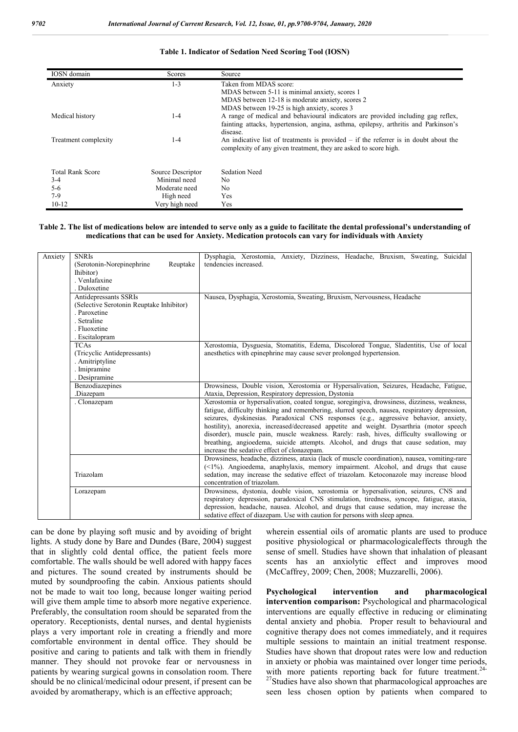**Table 1. Indicator of Sedation Need Scoring Tool (IOSN)**

| IOSN domain | Scores | Source |
|---|---|---|
| Anxiety | 1-3 | Taken from MDAS score: MDAS between 5-11 is minimal anxiety, scores 1 MDAS between 12-18 is moderate anxiety, scores 2 MDAS between 19-25 is high anxiety, scores 3 |
| Medical history | 1-4 | A range of medical and behavioural indicators are provided including gag reflex, fainting attacks, hypertension, angina, asthma, epilepsy, arthritis and Parkinson's disease. |
| Treatment complexity | 1-4 | An indicative list of treatments is provided – if the referrer is in doubt about the complexity of any given treatment, they are asked to score high. |
| Total Rank Score | Source Descriptor | Sedation Need |
| 3-4 | Minimal need | No |
| 5-6 | Moderate need | No |
| 7-9 | High need | Yes |
| 10-12 | Very high need | Yes |

**Table 2. The list of medications below are intended to serve only as a guide to facilitate the dental professional's understanding of medications that can be used for Anxiety. Medication protocols can vary for individuals with Anxiety**

| | | |
|---|---|---|
| Anxiety | SNRIs (Serotonin-Norepinephrine Reuptake Ihibitor) . Venlafaxine . Duloxetine | Dysphagia, Xerostomia, Anxiety, Dizziness, Headache, Bruxism, Sweating, Suicidal tendencies increased. |
| | Antidepressants SSRIs (Selective Serotonin Reuptake Inhibitor) . Paroxetine . Setraline . Fluoxetine . Escitalopram | Nausea, Dysphagia, Xerostomia, Sweating, Bruxism, Nervousness, Headache |
| | TCAs (Tricyclic Antidepressants) . Amitriptyline . Imipramine . Desipramine | Xerostomia, Dysguesia, Stomatitis, Edema, Discolored Tongue, Sladentitis, Use of local anesthetics with epinephrine may cause sever prolonged hypertension. |
| | Benzodiazepines .Diazepam | Drowsiness, Double vision, Xerostomia or Hypersalivation, Seizures, Headache, Fatigue, Ataxia, Depression, Respiratory depression, Dystonia |
| | . Clonazepam | Xerostomia or hypersalivation, coated tongue, soregingiva, drowsiness, dizziness, weakness, fatigue, difficulty thinking and remembering, slurred speech, nausea, respiratory depression, seizures, dyskinesias. Paradoxical CNS responses (e.g., aggressive behavior, anxiety, hostility), anorexia, increased/decreased appetite and weight. Dysarthria (motor speech disorder), muscle pain, muscle weakness. Rarely: rash, hives, difficulty swallowing or breathing, angioedema, suicide attempts. Alcohol, and drugs that cause sedation, may increase the sedative effect of clonazepam. |
| | Triazolam | Drowsiness, headache, dizziness, ataxia (lack of muscle coordination), nausea, vomiting-rare (<1%). Angioedema, anaphylaxis, memory impairment. Alcohol, and drugs that cause sedation, may increase the sedative effect of triazolam. Ketoconazole may increase blood concentration of triazolam. |
| | Lorazepam | Drowsiness, dystonia, double vision, xerostomia or hypersalivation, seizures, CNS and respiratory depression, paradoxical CNS stimulation, tiredness, syncope, fatigue, ataxia, depression, headache, nausea. Alcohol, and drugs that cause sedation, may increase the sedative effect of diazepam. Use with caution for persons with sleep apnea. |

can be done by playing soft music and by avoiding of bright lights. A study done by Bare and Dundes (Bare, 2004) suggest that in slightly cold dental office, the patient feels more comfortable. The walls should be well adored with happy faces and pictures. The sound created by instruments should be muted by soundproofing the cabin. Anxious patients should not be made to wait too long, because longer waiting period will give them ample time to absorb more negative experience. Preferably, the consultation room should be separated from the operatory. Receptionists, dental nurses, and dental hygienists plays a very important role in creating a friendly and more comfortable environment in dental office. They should be positive and caring to patients and talk with them in friendly manner. They should not provoke fear or nervousness in patients by wearing surgical gowns in consolation room. There should be no clinical/medicinal odour present, if present can be avoided by aromatherapy, which is an effective approach; wherein essential oils of aromatic plants are used to produce positive physiological or pharmacologicaleffects through the sense of smell. Studies have shown that inhalation of pleasant scents has an anxiolytic effect and improves mood (McCaffrey, 2009; Chen, 2008; Muzzarelli, 2006).

**Psychological intervention and pharmacological intervention comparison:** Psychological and pharmacological interventions are equally effective in reducing or eliminating dental anxiety and phobia. Proper result to behavioural and cognitive therapy does not comes immediately, and it requires multiple sessions to maintain an initial treatment response. Studies have shown that dropout rates were low and reduction in anxiety or phobia was maintained over longer time periods, with more patients reporting back for future treatment.[24-27]Studies have also shown that pharmacological approaches are seen less chosen option by patients when compared to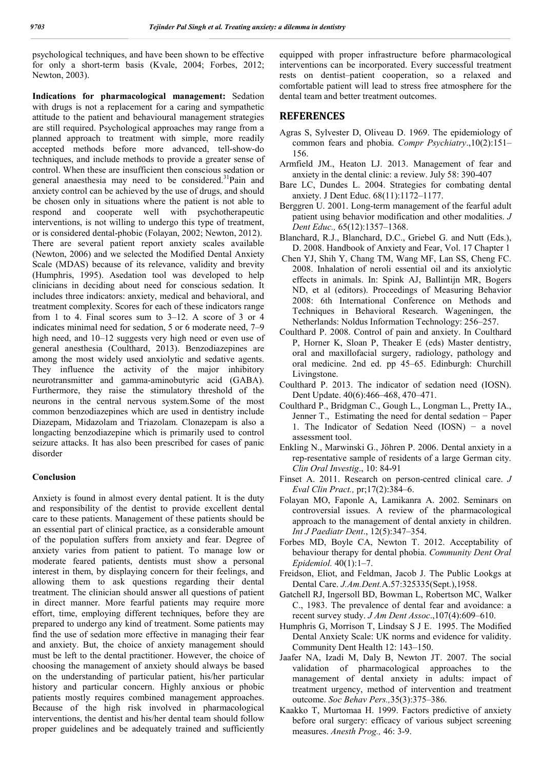psychological techniques, and have been shown to be effective for only a short-term basis (Kvale, 2004; Forbes, 2012; Newton, 2003).

**Indications for pharmacological management:** Sedation with drugs is not a replacement for a caring and sympathetic attitude to the patient and behavioural management strategies are still required. Psychological approaches may range from a planned approach to treatment with simple, more readily accepted methods before more advanced, tell-show-do techniques, and include methods to provide a greater sense of control. When these are insufficient then conscious sedation or general anaesthesia may need to be considered.[31]Pain and anxiety control can be achieved by the use of drugs, and should be chosen only in situations where the patient is not able to respond and cooperate well with psychotherapeutic interventions, is not willing to undergo this type of treatment, or is considered dental-phobic (Folayan, 2002; Newton, 2012). There are several patient report anxiety scales available (Newton, 2006) and we selected the Modified Dental Anxiety Scale (MDAS) because of its relevance, validity and brevity (Humphris, 1995). Asedation tool was developed to help clinicians in deciding about need for conscious sedation. It includes three indicators: anxiety, medical and behavioral, and treatment complexity. Scores for each of these indicators range from 1 to 4. Final scores sum to 3–12. A score of 3 or 4 indicates minimal need for sedation, 5 or 6 moderate need, 7–9 high need, and 10–12 suggests very high need or even use of general anesthesia (Coulthard, 2013). Benzodiazepines are among the most widely used anxiolytic and sedative agents. They influence the activity of the major inhibitory neurotransmitter and gamma-aminobutyric acid (GABA). Furthermore, they raise the stimulatory threshold of the neurons in the central nervous system.Some of the most common benzodiazepines which are used in dentistry include Diazepam, Midazolam and Triazolam. Clonazepam is also a longacting benzodiazepine which is primarily used to control seizure attacks. It has also been prescribed for cases of panic disorder

## Conclusion

Anxiety is found in almost every dental patient. It is the duty and responsibility of the dentist to provide excellent dental care to these patients. Management of these patients should be an essential part of clinical practice, as a considerable amount of the population suffers from anxiety and fear. Degree of anxiety varies from patient to patient. To manage low or moderate feared patients, dentists must show a personal interest in them, by displaying concern for their feelings, and allowing them to ask questions regarding their dental treatment. The clinician should answer all questions of patient in direct manner. More fearful patients may require more effort, time, employing different techniques, before they are prepared to undergo any kind of treatment. Some patients may find the use of sedation more effective in managing their fear and anxiety. But, the choice of anxiety management should must be left to the dental practitioner. However, the choice of choosing the management of anxiety should always be based on the understanding of particular patient, his/her particular history and particular concern. Highly anxious or phobic patients mostly requires combined management approaches. Because of the high risk involved in pharmacological interventions, the dentist and his/her dental team should follow proper guidelines and be adequately trained and sufficiently equipped with proper infrastructure before pharmacological interventions can be incorporated. Every successful treatment rests on dentist–patient cooperation, so a relaxed and comfortable patient will lead to stress free atmosphere for the dental team and better treatment outcomes.

## REFERENCES

Agras S, Sylvester D, Oliveau D. 1969. The epidemiology of common fears and phobia. *Compr Psychiatry*.,10(2):151–156.

Armfield JM., Heaton LJ. 2013. Management of fear and anxiety in the dental clinic: a review. July 58: 390-407

Bare LC, Dundes L. 2004. Strategies for combating dental anxiety. J Dent Educ. 68(11):1172–1177.

Berggren U. 2001. Long-term management of the fearful adult patient using behavior modification and other modalities. *J Dent Educ.,* 65(12):1357–1368.

Blanchard, R.J., Blanchard, D.C., Griebel G. and Nutt (Eds.), D. 2008. Handbook of Anxiety and Fear, Vol. 17 Chapter 1

Chen YJ, Shih Y, Chang TM, Wang MF, Lan SS, Cheng FC. 2008. Inhalation of neroli essential oil and its anxiolytic effects in animals. In: Spink AJ, Ballintijn MR, Bogers ND, et al (editors). Proceedings of Measuring Behavior 2008: 6th International Conference on Methods and Techniques in Behavioral Research. Wageningen, the Netherlands: Noldus Information Technology: 256–257.

Coulthard P. 2008. Control of pain and anxiety. In Coulthard P, Horner K, Sloan P, Theaker E (eds) Master dentistry, oral and maxillofacial surgery, radiology, pathology and oral medicine. 2nd ed. pp 45–65. Edinburgh: Churchill Livingstone.

Coulthard P. 2013. The indicator of sedation need (IOSN). Dent Update. 40(6):466–468, 470–471.

Coulthard P., Bridgman C., Gough L., Longman L., Pretty IA., Jenner T., Estimating the need for dental sedation − Paper 1. The Indicator of Sedation Need (IOSN) − a novel assessment tool.

Enkling N., Marwinski G., Jöhren P. 2006. Dental anxiety in a rep-resentative sample of residents of a large German city. *Clin Oral Investig*., 10: 84-91

Finset A. 2011. Research on person-centred clinical care. *J Eval Clin Pract.,* pr;17(2):384–6.

Folayan MO, Faponle A, Lamikanra A. 2002. Seminars on controversial issues. A review of the pharmacological approach to the management of dental anxiety in children. *Int J Paediatr Dent*., 12(5):347–354.

Forbes MD, Boyle CA, Newton T. 2012. Acceptability of behaviour therapy for dental phobia. *Community Dent Oral Epidemiol.* 40(1):1–7.

Freidson, Eliot, and Feldman, Jacob J. The Public Lookgs at Dental Care. *J.Am.Dent.*A.57:325335(Sept.),1958.

Gatchell RJ, Ingersoll BD, Bowman L, Robertson MC, Walker C., 1983. The prevalence of dental fear and avoidance: a recent survey study. *J Am Dent Assoc*.,107(4):609–610.

Humphris G, Morrison T, Lindsay S J E. 1995. The Modified Dental Anxiety Scale: UK norms and evidence for validity. Community Dent Health 12: 143–150.

Jaafer NA, Izadi M, Daly B, Newton JT. 2007. The social validation of pharmacological approaches to the management of dental anxiety in adults: impact of treatment urgency, method of intervention and treatment outcome. *Soc Behav Pers.,*35(3):375–386.

Kaakko T, Murtomaa H. 1999. Factors predictive of anxiety before oral surgery: efficacy of various subject screening measures. *Anesth Prog.,* 46: 3-9.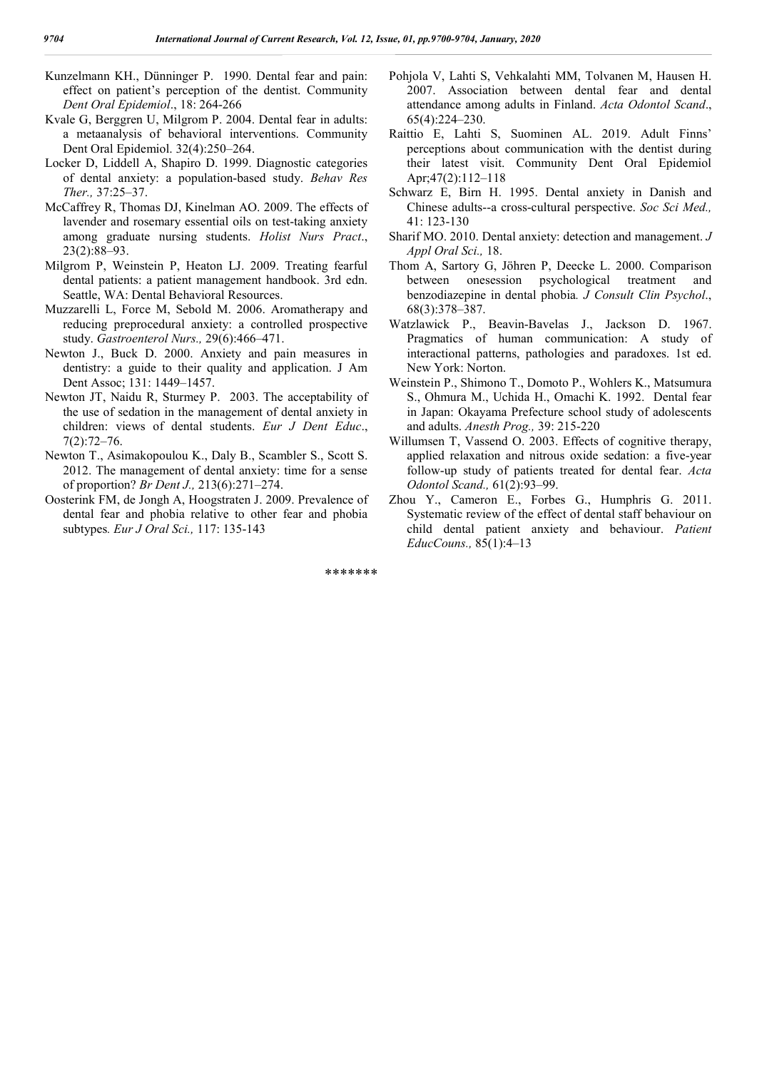Kunzelmann KH., Dünninger P. 1990. Dental fear and pain: effect on patient's perception of the dentist. Community *Dent Oral Epidemiol*., 18: 264-266

Kvale G, Berggren U, Milgrom P. 2004. Dental fear in adults: a metaanalysis of behavioral interventions. Community Dent Oral Epidemiol. 32(4):250–264.

Locker D, Liddell A, Shapiro D. 1999. Diagnostic categories of dental anxiety: a population-based study. *Behav Res Ther.,* 37:25–37.

McCaffrey R, Thomas DJ, Kinelman AO. 2009. The effects of lavender and rosemary essential oils on test-taking anxiety among graduate nursing students. *Holist Nurs Pract*., 23(2):88–93.

Milgrom P, Weinstein P, Heaton LJ. 2009. Treating fearful dental patients: a patient management handbook. 3rd edn. Seattle, WA: Dental Behavioral Resources.

Muzzarelli L, Force M, Sebold M. 2006. Aromatherapy and reducing preprocedural anxiety: a controlled prospective study. *Gastroenterol Nurs.,* 29(6):466–471.

Newton J., Buck D. 2000. Anxiety and pain measures in dentistry: a guide to their quality and application. J Am Dent Assoc; 131: 1449–1457.

Newton JT, Naidu R, Sturmey P. 2003. The acceptability of the use of sedation in the management of dental anxiety in children: views of dental students. *Eur J Dent Educ*., 7(2):72–76.

Newton T., Asimakopoulou K., Daly B., Scambler S., Scott S. 2012. The management of dental anxiety: time for a sense of proportion? *Br Dent J.,* 213(6):271–274.

Oosterink FM, de Jongh A, Hoogstraten J. 2009. Prevalence of dental fear and phobia relative to other fear and phobia subtypes*. Eur J Oral Sci.,* 117: 135-143

Pohjola V, Lahti S, Vehkalahti MM, Tolvanen M, Hausen H. 2007. Association between dental fear and dental attendance among adults in Finland. *Acta Odontol Scand*., 65(4):224–230.

Raittio E, Lahti S, Suominen AL. 2019. Adult Finns' perceptions about communication with the dentist during their latest visit. Community Dent Oral Epidemiol Apr;47(2):112–118

Schwarz E, Birn H. 1995. Dental anxiety in Danish and Chinese adults--a cross-cultural perspective. *Soc Sci Med.,* 41: 123-130

Sharif MO. 2010. Dental anxiety: detection and management. *J Appl Oral Sci.,* 18.

Thom A, Sartory G, Jöhren P, Deecke L. 2000. Comparison between onesession psychological treatment and benzodiazepine in dental phobia*. J Consult Clin Psychol*., 68(3):378–387.

Watzlawick P., Beavin-Bavelas J., Jackson D. 1967. Pragmatics of human communication: A study of interactional patterns, pathologies and paradoxes. 1st ed. New York: Norton.

Weinstein P., Shimono T., Domoto P., Wohlers K., Matsumura S., Ohmura M., Uchida H., Omachi K. 1992. Dental fear in Japan: Okayama Prefecture school study of adolescents and adults. *Anesth Prog.,* 39: 215-220

Willumsen T, Vassend O. 2003. Effects of cognitive therapy, applied relaxation and nitrous oxide sedation: a five-year follow-up study of patients treated for dental fear. *Acta Odontol Scand.,* 61(2):93–99.

Zhou Y., Cameron E., Forbes G., Humphris G. 2011. Systematic review of the effect of dental staff behaviour on child dental patient anxiety and behaviour. *Patient EducCouns.,* 85(1):4–13

\*\*\*\*\*\*\*